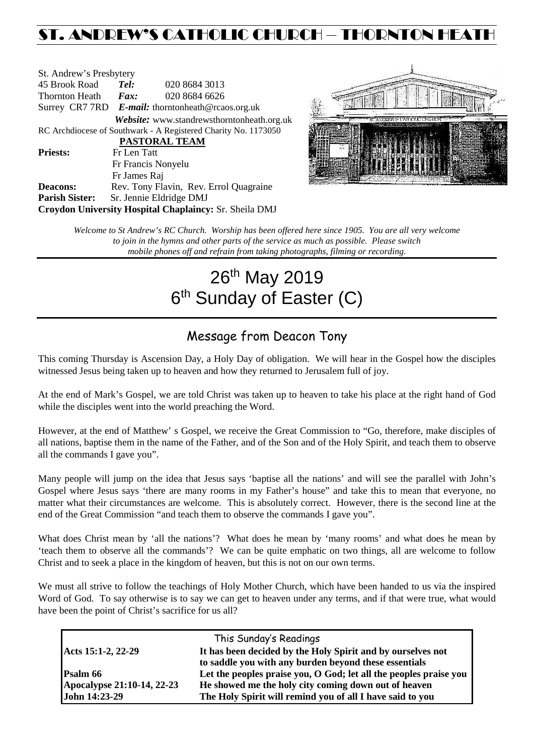# ST. ANDREW'S CATHOLIC CHURCH – THORNTON HEATH

St. Andrew's Presbytery
45 Brook Road *Tel:* 020 8684 3013
Thornton Heath *Fax:* 020 8684 6626
Surrey CR7 7RD *E-mail:* thorntonheath@rcaos.org.uk
*Website:* www.standrewsthorntonheath.org.uk
RC Archdiocese of Southwark - A Registered Charity No. 1173050

**PASTORAL TEAM**

**Priests:** Fr Len Tatt
Fr Francis Nonyelu
Fr James Raj
**Deacons:** Rev. Tony Flavin, Rev. Errol Quagraine
**Parish Sister:** Sr. Jennie Eldridge DMJ
**Croydon University Hospital Chaplaincy:** Sr. Sheila DMJ

*Welcome to St Andrew's RC Church. Worship has been offered here since 1905. You are all very welcome to join in the hymns and other parts of the service as much as possible. Please switch mobile phones off and refrain from taking photographs, filming or recording.*

# 26th May 2019
# 6th Sunday of Easter (C)

## Message from Deacon Tony

This coming Thursday is Ascension Day, a Holy Day of obligation. We will hear in the Gospel how the disciples witnessed Jesus being taken up to heaven and how they returned to Jerusalem full of joy.

At the end of Mark's Gospel, we are told Christ was taken up to heaven to take his place at the right hand of God while the disciples went into the world preaching the Word.

However, at the end of Matthew' s Gospel, we receive the Great Commission to "Go, therefore, make disciples of all nations, baptise them in the name of the Father, and of the Son and of the Holy Spirit, and teach them to observe all the commands I gave you".

Many people will jump on the idea that Jesus says 'baptise all the nations' and will see the parallel with John's Gospel where Jesus says 'there are many rooms in my Father's house" and take this to mean that everyone, no matter what their circumstances are welcome. This is absolutely correct. However, there is the second line at the end of the Great Commission "and teach them to observe the commands I gave you".

What does Christ mean by 'all the nations'? What does he mean by 'many rooms' and what does he mean by 'teach them to observe all the commands'? We can be quite emphatic on two things, all are welcome to follow Christ and to seek a place in the kingdom of heaven, but this is not on our own terms.

We must all strive to follow the teachings of Holy Mother Church, which have been handed to us via the inspired Word of God. To say otherwise is to say we can get to heaven under any terms, and if that were true, what would have been the point of Christ's sacrifice for us all?

| This Sunday's Readings | |
|---|---|
| **Acts 15:1-2, 22-29** | **It has been decided by the Holy Spirit and by ourselves not to saddle you with any burden beyond these essentials** |
| **Psalm 66** | **Let the peoples praise you, O God; let all the peoples praise you** |
| **Apocalypse 21:10-14, 22-23** | **He showed me the holy city coming down out of heaven** |
| **John 14:23-29** | **The Holy Spirit will remind you of all I have said to you** |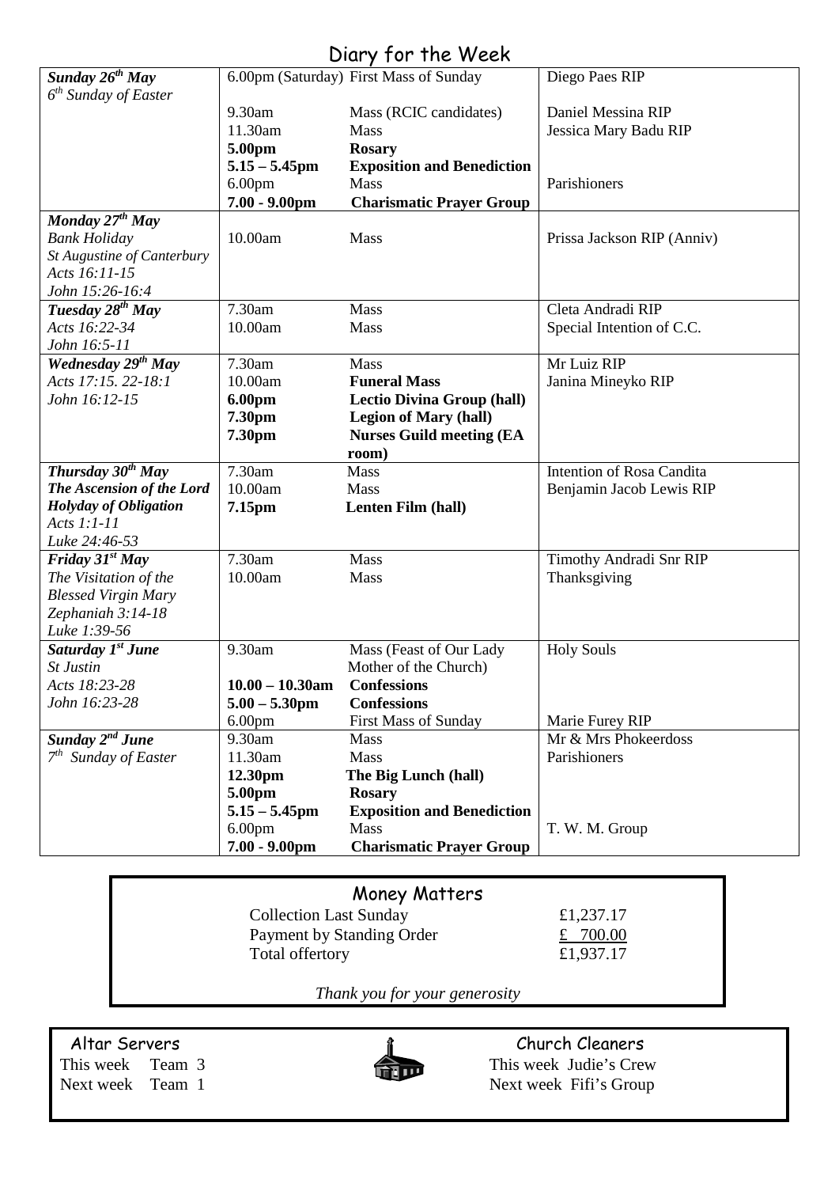# Diary for the Week

| Day | Time | Event | Intention |
|---|---|---|---|
| ***Sunday 26th May*** *6th Sunday of Easter* | 6.00pm (Saturday) | First Mass of Sunday | Diego Paes RIP |
| | 9.30am | Mass (RCIC candidates) | Daniel Messina RIP |
| | 11.30am | Mass | Jessica Mary Badu RIP |
| | **5.00pm** | **Rosary** | |
| | **5.15 – 5.45pm** | **Exposition and Benediction** | |
| | 6.00pm | Mass | Parishioners |
| | **7.00 - 9.00pm** | **Charismatic Prayer Group** | |
| ***Monday 27th May*** *Bank Holiday* *St Augustine of Canterbury* *Acts 16:11-15* *John 15:26-16:4* | 10.00am | Mass | Prissa Jackson RIP (Anniv) |
| ***Tuesday 28th May*** *Acts 16:22-34* *John 16:5-11* | 7.30am | Mass | Cleta Andradi RIP |
| | 10.00am | Mass | Special Intention of C.C. |
| ***Wednesday 29th May*** *Acts 17:15. 22-18:1* *John 16:12-15* | 7.30am | Mass | Mr Luiz RIP |
| | 10.00am | **Funeral Mass** | Janina Mineyko RIP |
| | **6.00pm** | **Lectio Divina Group (hall)** | |
| | **7.30pm** | **Legion of Mary (hall)** | |
| | **7.30pm** | **Nurses Guild meeting (EA room)** | |
| ***Thursday 30th May*** ***The Ascension of the Lord*** ***Holyday of Obligation*** *Acts 1:1-11* *Luke 24:46-53* | 7.30am | Mass | Intention of Rosa Candita |
| | 10.00am | Mass | Benjamin Jacob Lewis RIP |
| | **7.15pm** | **Lenten Film (hall)** | |
| ***Friday 31st May*** *The Visitation of the Blessed Virgin Mary* *Zephaniah 3:14-18* *Luke 1:39-56* | 7.30am | Mass | Timothy Andradi Snr RIP |
| | 10.00am | Mass | Thanksgiving |
| ***Saturday 1st June*** *St Justin* *Acts 18:23-28* *John 16:23-28* | 9.30am | Mass (Feast of Our Lady Mother of the Church) | Holy Souls |
| | **10.00 – 10.30am** | **Confessions** | |
| | **5.00 – 5.30pm** | **Confessions** | |
| | 6.00pm | First Mass of Sunday | Marie Furey RIP |
| ***Sunday 2nd June*** *7th Sunday of Easter* | 9.30am | Mass | Mr & Mrs Phokeerdoss |
| | 11.30am | Mass | Parishioners |
| | **12.30pm** | **The Big Lunch (hall)** | |
| | **5.00pm** | **Rosary** | |
| | **5.15 – 5.45pm** | **Exposition and Benediction** | |
| | 6.00pm | Mass | T. W. M. Group |
| | **7.00 - 9.00pm** | **Charismatic Prayer Group** | |

## Money Matters

| | |
|---|---|
| Collection Last Sunday | £1,237.17 |
| Payment by Standing Order | £ 700.00 |
| Total offertory | £1,937.17 |

*Thank you for your generosity*

## Altar Servers

This week Team 3
Next week Team 1

## Church Cleaners

This week Judie's Crew
Next week Fifi's Group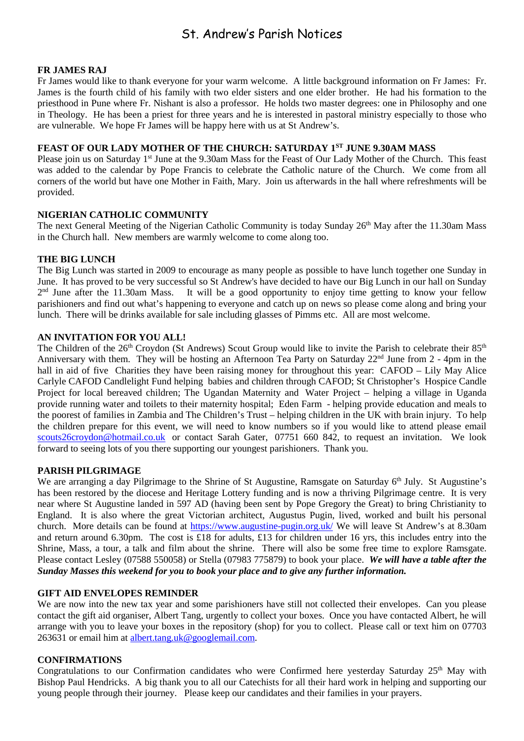# St. Andrew's Parish Notices

## FR JAMES RAJ

Fr James would like to thank everyone for your warm welcome. A little background information on Fr James: Fr. James is the fourth child of his family with two elder sisters and one elder brother. He had his formation to the priesthood in Pune where Fr. Nishant is also a professor. He holds two master degrees: one in Philosophy and one in Theology. He has been a priest for three years and he is interested in pastoral ministry especially to those who are vulnerable. We hope Fr James will be happy here with us at St Andrew's.

## FEAST OF OUR LADY MOTHER OF THE CHURCH: SATURDAY 1ST JUNE 9.30AM MASS

Please join us on Saturday 1st June at the 9.30am Mass for the Feast of Our Lady Mother of the Church. This feast was added to the calendar by Pope Francis to celebrate the Catholic nature of the Church. We come from all corners of the world but have one Mother in Faith, Mary. Join us afterwards in the hall where refreshments will be provided.

## NIGERIAN CATHOLIC COMMUNITY

The next General Meeting of the Nigerian Catholic Community is today Sunday 26th May after the 11.30am Mass in the Church hall. New members are warmly welcome to come along too.

## THE BIG LUNCH

The Big Lunch was started in 2009 to encourage as many people as possible to have lunch together one Sunday in June. It has proved to be very successful so St Andrew's have decided to have our Big Lunch in our hall on Sunday 2nd June after the 11.30am Mass. It will be a good opportunity to enjoy time getting to know your fellow parishioners and find out what's happening to everyone and catch up on news so please come along and bring your lunch. There will be drinks available for sale including glasses of Pimms etc. All are most welcome.

## AN INVITATION FOR YOU ALL!

The Children of the 26th Croydon (St Andrews) Scout Group would like to invite the Parish to celebrate their 85th Anniversary with them. They will be hosting an Afternoon Tea Party on Saturday 22nd June from 2 - 4pm in the hall in aid of five Charities they have been raising money for throughout this year: CAFOD – Lily May Alice Carlyle CAFOD Candlelight Fund helping babies and children through CAFOD; St Christopher's Hospice Candle Project for local bereaved children; The Ugandan Maternity and Water Project – helping a village in Uganda provide running water and toilets to their maternity hospital; Eden Farm - helping provide education and meals to the poorest of families in Zambia and The Children's Trust – helping children in the UK with brain injury. To help the children prepare for this event, we will need to know numbers so if you would like to attend please email scouts26croydon@hotmail.co.uk or contact Sarah Gater, 07751 660 842, to request an invitation. We look forward to seeing lots of you there supporting our youngest parishioners. Thank you.

## PARISH PILGRIMAGE

We are arranging a day Pilgrimage to the Shrine of St Augustine, Ramsgate on Saturday 6th July. St Augustine's has been restored by the diocese and Heritage Lottery funding and is now a thriving Pilgrimage centre. It is very near where St Augustine landed in 597 AD (having been sent by Pope Gregory the Great) to bring Christianity to England. It is also where the great Victorian architect, Augustus Pugin, lived, worked and built his personal church. More details can be found at https://www.augustine-pugin.org.uk/ We will leave St Andrew's at 8.30am and return around 6.30pm. The cost is £18 for adults, £13 for children under 16 yrs, this includes entry into the Shrine, Mass, a tour, a talk and film about the shrine. There will also be some free time to explore Ramsgate. Please contact Lesley (07588 550058) or Stella (07983 775879) to book your place. ***We will have a table after the Sunday Masses this weekend for you to book your place and to give any further information.***

## GIFT AID ENVELOPES REMINDER

We are now into the new tax year and some parishioners have still not collected their envelopes. Can you please contact the gift aid organiser, Albert Tang, urgently to collect your boxes. Once you have contacted Albert, he will arrange with you to leave your boxes in the repository (shop) for you to collect. Please call or text him on 07703 263631 or email him at albert.tang.uk@googlemail.com.

## CONFIRMATIONS

Congratulations to our Confirmation candidates who were Confirmed here yesterday Saturday 25th May with Bishop Paul Hendricks. A big thank you to all our Catechists for all their hard work in helping and supporting our young people through their journey. Please keep our candidates and their families in your prayers.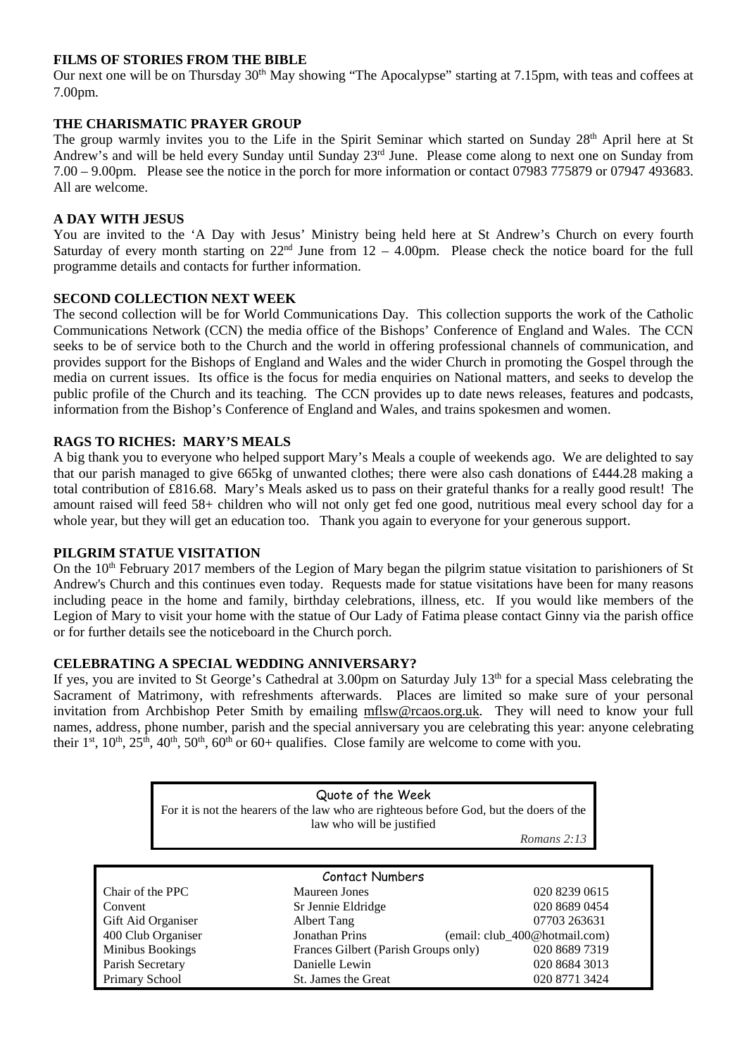### FILMS OF STORIES FROM THE BIBLE

Our next one will be on Thursday 30th May showing "The Apocalypse" starting at 7.15pm, with teas and coffees at 7.00pm.

### THE CHARISMATIC PRAYER GROUP

The group warmly invites you to the Life in the Spirit Seminar which started on Sunday 28th April here at St Andrew's and will be held every Sunday until Sunday 23rd June. Please come along to next one on Sunday from 7.00 – 9.00pm. Please see the notice in the porch for more information or contact 07983 775879 or 07947 493683. All are welcome.

### A DAY WITH JESUS

You are invited to the 'A Day with Jesus' Ministry being held here at St Andrew's Church on every fourth Saturday of every month starting on 22nd June from 12 – 4.00pm. Please check the notice board for the full programme details and contacts for further information.

### SECOND COLLECTION NEXT WEEK

The second collection will be for World Communications Day. This collection supports the work of the Catholic Communications Network (CCN) the media office of the Bishops' Conference of England and Wales. The CCN seeks to be of service both to the Church and the world in offering professional channels of communication, and provides support for the Bishops of England and Wales and the wider Church in promoting the Gospel through the media on current issues. Its office is the focus for media enquiries on National matters, and seeks to develop the public profile of the Church and its teaching. The CCN provides up to date news releases, features and podcasts, information from the Bishop's Conference of England and Wales, and trains spokesmen and women.

### RAGS TO RICHES: MARY'S MEALS

A big thank you to everyone who helped support Mary's Meals a couple of weekends ago. We are delighted to say that our parish managed to give 665kg of unwanted clothes; there were also cash donations of £444.28 making a total contribution of £816.68. Mary's Meals asked us to pass on their grateful thanks for a really good result! The amount raised will feed 58+ children who will not only get fed one good, nutritious meal every school day for a whole year, but they will get an education too. Thank you again to everyone for your generous support.

### PILGRIM STATUE VISITATION

On the 10th February 2017 members of the Legion of Mary began the pilgrim statue visitation to parishioners of St Andrew's Church and this continues even today. Requests made for statue visitations have been for many reasons including peace in the home and family, birthday celebrations, illness, etc. If you would like members of the Legion of Mary to visit your home with the statue of Our Lady of Fatima please contact Ginny via the parish office or for further details see the noticeboard in the Church porch.

### CELEBRATING A SPECIAL WEDDING ANNIVERSARY?

If yes, you are invited to St George's Cathedral at 3.00pm on Saturday July 13th for a special Mass celebrating the Sacrament of Matrimony, with refreshments afterwards. Places are limited so make sure of your personal invitation from Archbishop Peter Smith by emailing mflsw@rcaos.org.uk. They will need to know your full names, address, phone number, parish and the special anniversary you are celebrating this year: anyone celebrating their 1st, 10th, 25th, 40th, 50th, 60th or 60+ qualifies. Close family are welcome to come with you.

**Quote of the Week**

For it is not the hearers of the law who are righteous before God, but the doers of the law who will be justified

*Romans 2:13*

**Contact Numbers**

| | | |
|---|---|---|
| Chair of the PPC | Maureen Jones | 020 8239 0615 |
| Convent | Sr Jennie Eldridge | 020 8689 0454 |
| Gift Aid Organiser | Albert Tang | 07703 263631 |
| 400 Club Organiser | Jonathan Prins | (email: club_400@hotmail.com) |
| Minibus Bookings | Frances Gilbert (Parish Groups only) | 020 8689 7319 |
| Parish Secretary | Danielle Lewin | 020 8684 3013 |
| Primary School | St. James the Great | 020 8771 3424 |